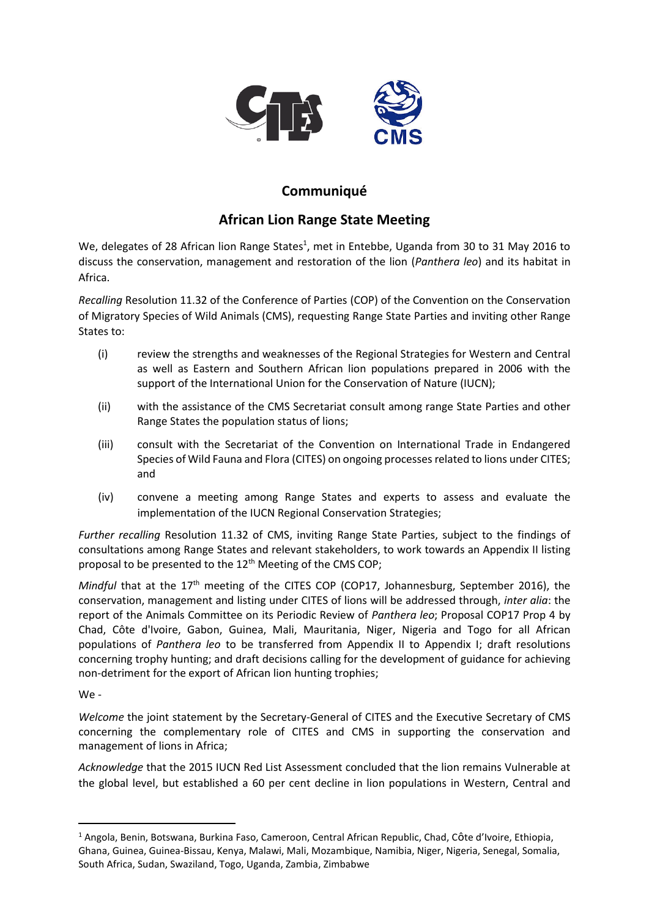# Communiqué

## African Lion Range State Meeting

We, delegates of 28 African lion Range States[1], met in Entebbe, Uganda from 30 to 31 May 2016 to discuss the conservation, management and restoration of the lion (*Panthera leo*) and its habitat in Africa.

*Recalling* Resolution 11.32 of the Conference of Parties (COP) of the Convention on the Conservation of Migratory Species of Wild Animals (CMS), requesting Range State Parties and inviting other Range States to:

(i) review the strengths and weaknesses of the Regional Strategies for Western and Central as well as Eastern and Southern African lion populations prepared in 2006 with the support of the International Union for the Conservation of Nature (IUCN);

(ii) with the assistance of the CMS Secretariat consult among range State Parties and other Range States the population status of lions;

(iii) consult with the Secretariat of the Convention on International Trade in Endangered Species of Wild Fauna and Flora (CITES) on ongoing processes related to lions under CITES; and

(iv) convene a meeting among Range States and experts to assess and evaluate the implementation of the IUCN Regional Conservation Strategies;

*Further recalling* Resolution 11.32 of CMS, inviting Range State Parties, subject to the findings of consultations among Range States and relevant stakeholders, to work towards an Appendix II listing proposal to be presented to the 12th Meeting of the CMS COP;

*Mindful* that at the 17th meeting of the CITES COP (COP17, Johannesburg, September 2016), the conservation, management and listing under CITES of lions will be addressed through, *inter alia*: the report of the Animals Committee on its Periodic Review of *Panthera leo*; Proposal COP17 Prop 4 by Chad, Côte d'Ivoire, Gabon, Guinea, Mali, Mauritania, Niger, Nigeria and Togo for all African populations of *Panthera leo* to be transferred from Appendix II to Appendix I; draft resolutions concerning trophy hunting; and draft decisions calling for the development of guidance for achieving non-detriment for the export of African lion hunting trophies;

We -

*Welcome* the joint statement by the Secretary-General of CITES and the Executive Secretary of CMS concerning the complementary role of CITES and CMS in supporting the conservation and management of lions in Africa;

*Acknowledge* that the 2015 IUCN Red List Assessment concluded that the lion remains Vulnerable at the global level, but established a 60 per cent decline in lion populations in Western, Central and

---

[1] Angola, Benin, Botswana, Burkina Faso, Cameroon, Central African Republic, Chad, Côte d'Ivoire, Ethiopia, Ghana, Guinea, Guinea-Bissau, Kenya, Malawi, Mali, Mozambique, Namibia, Niger, Nigeria, Senegal, Somalia, South Africa, Sudan, Swaziland, Togo, Uganda, Zambia, Zimbabwe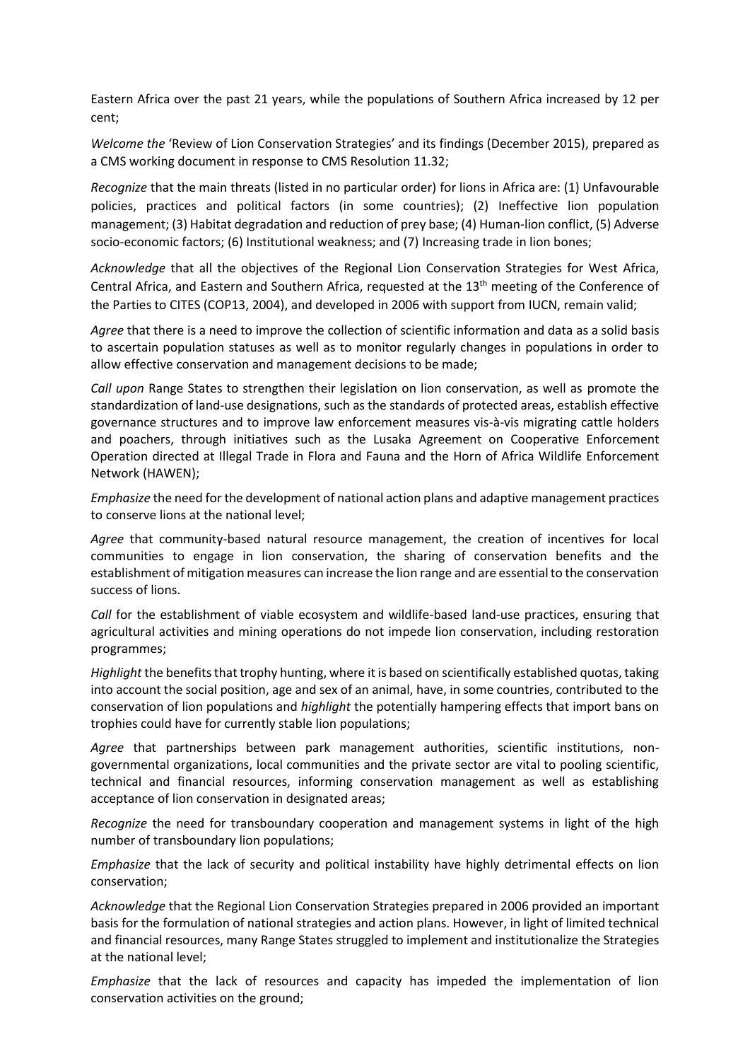Eastern Africa over the past 21 years, while the populations of Southern Africa increased by 12 per cent;

*Welcome the* 'Review of Lion Conservation Strategies' and its findings (December 2015), prepared as a CMS working document in response to CMS Resolution 11.32;

*Recognize* that the main threats (listed in no particular order) for lions in Africa are: (1) Unfavourable policies, practices and political factors (in some countries); (2) Ineffective lion population management; (3) Habitat degradation and reduction of prey base; (4) Human-lion conflict, (5) Adverse socio-economic factors; (6) Institutional weakness; and (7) Increasing trade in lion bones;

*Acknowledge* that all the objectives of the Regional Lion Conservation Strategies for West Africa, Central Africa, and Eastern and Southern Africa, requested at the 13th meeting of the Conference of the Parties to CITES (COP13, 2004), and developed in 2006 with support from IUCN, remain valid;

*Agree* that there is a need to improve the collection of scientific information and data as a solid basis to ascertain population statuses as well as to monitor regularly changes in populations in order to allow effective conservation and management decisions to be made;

*Call upon* Range States to strengthen their legislation on lion conservation, as well as promote the standardization of land-use designations, such as the standards of protected areas, establish effective governance structures and to improve law enforcement measures vis-à-vis migrating cattle holders and poachers, through initiatives such as the Lusaka Agreement on Cooperative Enforcement Operation directed at Illegal Trade in Flora and Fauna and the Horn of Africa Wildlife Enforcement Network (HAWEN);

*Emphasize* the need for the development of national action plans and adaptive management practices to conserve lions at the national level;

*Agree* that community-based natural resource management, the creation of incentives for local communities to engage in lion conservation, the sharing of conservation benefits and the establishment of mitigation measures can increase the lion range and are essential to the conservation success of lions.

*Call* for the establishment of viable ecosystem and wildlife-based land-use practices, ensuring that agricultural activities and mining operations do not impede lion conservation, including restoration programmes;

*Highlight* the benefits that trophy hunting, where it is based on scientifically established quotas, taking into account the social position, age and sex of an animal, have, in some countries, contributed to the conservation of lion populations and *highlight* the potentially hampering effects that import bans on trophies could have for currently stable lion populations;

*Agree* that partnerships between park management authorities, scientific institutions, non-governmental organizations, local communities and the private sector are vital to pooling scientific, technical and financial resources, informing conservation management as well as establishing acceptance of lion conservation in designated areas;

*Recognize* the need for transboundary cooperation and management systems in light of the high number of transboundary lion populations;

*Emphasize* that the lack of security and political instability have highly detrimental effects on lion conservation;

*Acknowledge* that the Regional Lion Conservation Strategies prepared in 2006 provided an important basis for the formulation of national strategies and action plans. However, in light of limited technical and financial resources, many Range States struggled to implement and institutionalize the Strategies at the national level;

*Emphasize* that the lack of resources and capacity has impeded the implementation of lion conservation activities on the ground;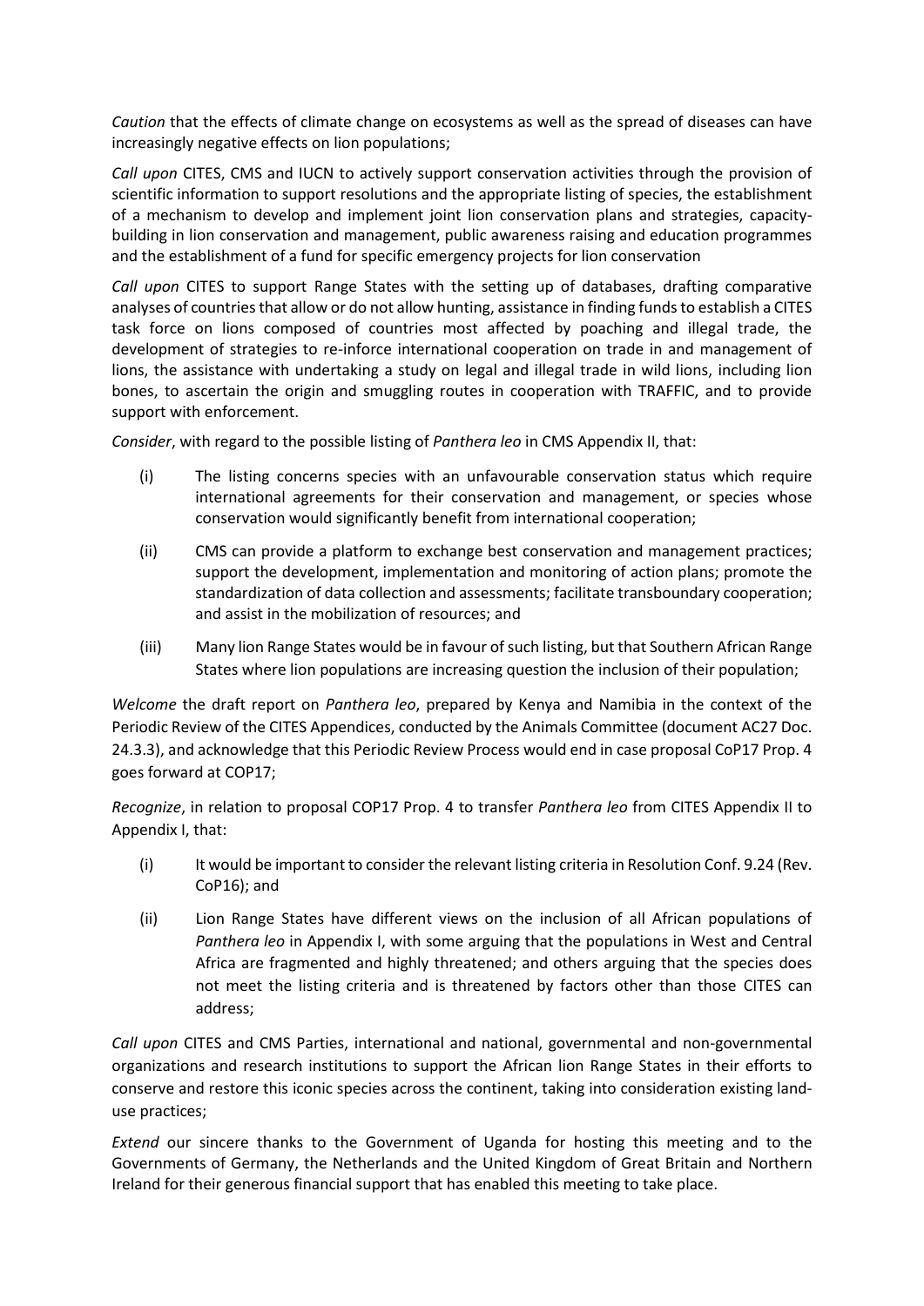*Caution* that the effects of climate change on ecosystems as well as the spread of diseases can have increasingly negative effects on lion populations;

*Call upon* CITES, CMS and IUCN to actively support conservation activities through the provision of scientific information to support resolutions and the appropriate listing of species, the establishment of a mechanism to develop and implement joint lion conservation plans and strategies, capacity-building in lion conservation and management, public awareness raising and education programmes and the establishment of a fund for specific emergency projects for lion conservation

*Call upon* CITES to support Range States with the setting up of databases, drafting comparative analyses of countries that allow or do not allow hunting, assistance in finding funds to establish a CITES task force on lions composed of countries most affected by poaching and illegal trade, the development of strategies to re-inforce international cooperation on trade in and management of lions, the assistance with undertaking a study on legal and illegal trade in wild lions, including lion bones, to ascertain the origin and smuggling routes in cooperation with TRAFFIC, and to provide support with enforcement.

*Consider*, with regard to the possible listing of *Panthera leo* in CMS Appendix II, that:

(i) The listing concerns species with an unfavourable conservation status which require international agreements for their conservation and management, or species whose conservation would significantly benefit from international cooperation;

(ii) CMS can provide a platform to exchange best conservation and management practices; support the development, implementation and monitoring of action plans; promote the standardization of data collection and assessments; facilitate transboundary cooperation; and assist in the mobilization of resources; and

(iii) Many lion Range States would be in favour of such listing, but that Southern African Range States where lion populations are increasing question the inclusion of their population;

*Welcome* the draft report on *Panthera leo*, prepared by Kenya and Namibia in the context of the Periodic Review of the CITES Appendices, conducted by the Animals Committee (document AC27 Doc. 24.3.3), and acknowledge that this Periodic Review Process would end in case proposal CoP17 Prop. 4 goes forward at COP17;

*Recognize*, in relation to proposal COP17 Prop. 4 to transfer *Panthera leo* from CITES Appendix II to Appendix I, that:

(i) It would be important to consider the relevant listing criteria in Resolution Conf. 9.24 (Rev. CoP16); and

(ii) Lion Range States have different views on the inclusion of all African populations of *Panthera leo* in Appendix I, with some arguing that the populations in West and Central Africa are fragmented and highly threatened; and others arguing that the species does not meet the listing criteria and is threatened by factors other than those CITES can address;

*Call upon* CITES and CMS Parties, international and national, governmental and non-governmental organizations and research institutions to support the African lion Range States in their efforts to conserve and restore this iconic species across the continent, taking into consideration existing land-use practices;

*Extend* our sincere thanks to the Government of Uganda for hosting this meeting and to the Governments of Germany, the Netherlands and the United Kingdom of Great Britain and Northern Ireland for their generous financial support that has enabled this meeting to take place.